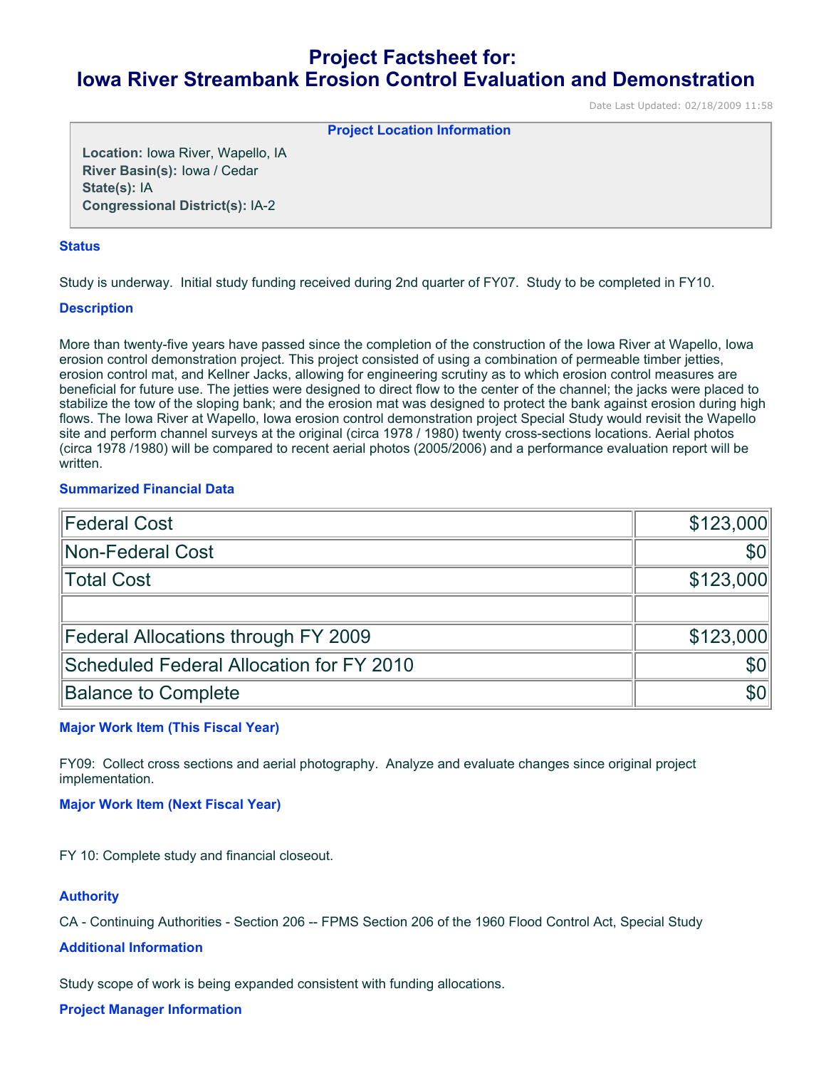# Project Factsheet for: Iowa River Streambank Erosion Control Evaluation and Demonstration

Date Last Updated: 02/18/2009 11:58

### Project Location Information

**Location:** Iowa River, Wapello, IA
**River Basin(s):** Iowa / Cedar
**State(s):** IA
**Congressional District(s):** IA-2

### Status

Study is underway. Initial study funding received during 2nd quarter of FY07. Study to be completed in FY10.

### Description

More than twenty-five years have passed since the completion of the construction of the Iowa River at Wapello, Iowa erosion control demonstration project. This project consisted of using a combination of permeable timber jetties, erosion control mat, and Kellner Jacks, allowing for engineering scrutiny as to which erosion control measures are beneficial for future use. The jetties were designed to direct flow to the center of the channel; the jacks were placed to stabilize the tow of the sloping bank; and the erosion mat was designed to protect the bank against erosion during high flows. The Iowa River at Wapello, Iowa erosion control demonstration project Special Study would revisit the Wapello site and perform channel surveys at the original (circa 1978 / 1980) twenty cross-sections locations. Aerial photos (circa 1978 /1980) will be compared to recent aerial photos (2005/2006) and a performance evaluation report will be written.

### Summarized Financial Data

| | |
|---|---:|
| Federal Cost | $123,000 |
| Non-Federal Cost | $0 |
| Total Cost | $123,000 |
| | |
| Federal Allocations through FY 2009 | $123,000 |
| Scheduled Federal Allocation for FY 2010 | $0 |
| Balance to Complete | $0 |

### Major Work Item (This Fiscal Year)

FY09: Collect cross sections and aerial photography. Analyze and evaluate changes since original project implementation.

### Major Work Item (Next Fiscal Year)

FY 10: Complete study and financial closeout.

### Authority

CA - Continuing Authorities - Section 206 -- FPMS Section 206 of the 1960 Flood Control Act, Special Study

### Additional Information

Study scope of work is being expanded consistent with funding allocations.

### Project Manager Information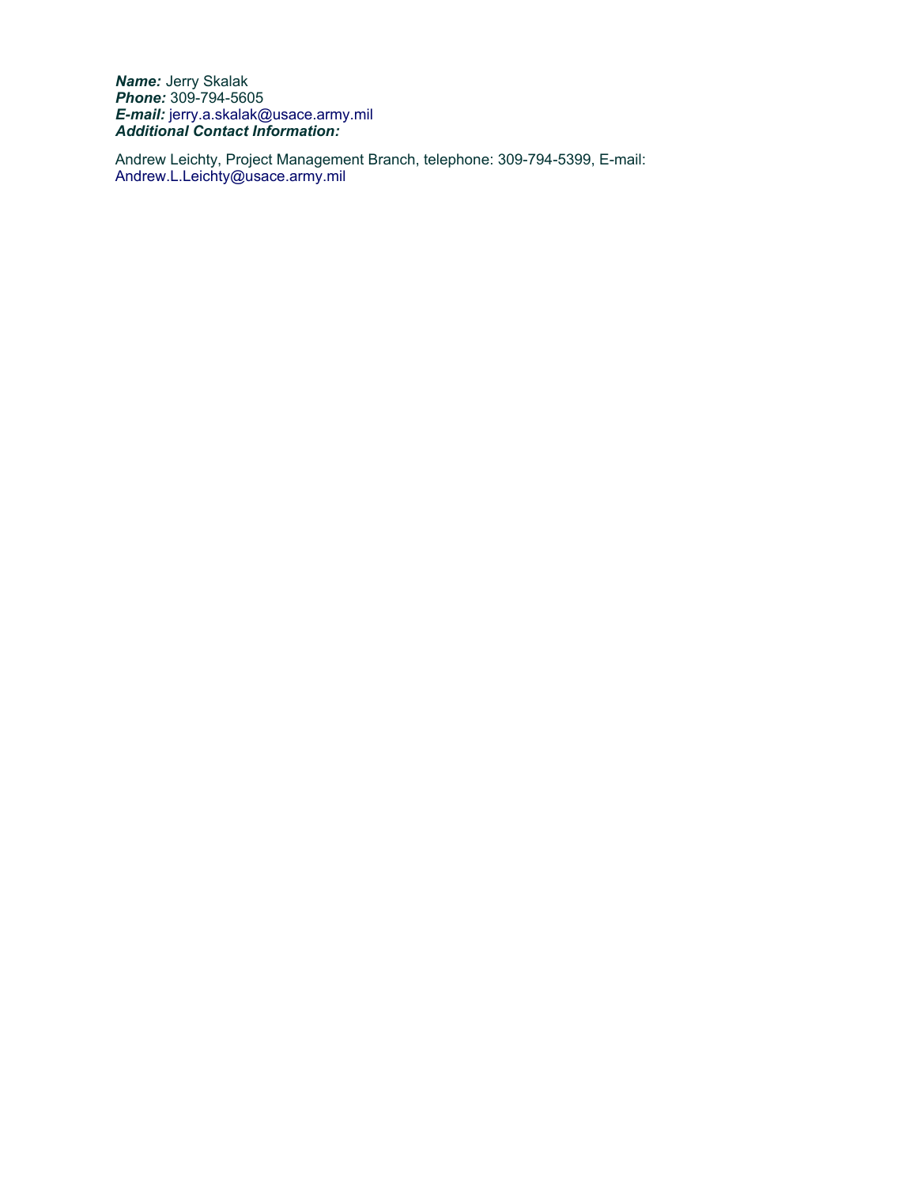***Name:*** Jerry Skalak
***Phone:*** 309-794-5605
***E-mail:*** jerry.a.skalak@usace.army.mil
***Additional Contact Information:***

Andrew Leichty, Project Management Branch, telephone: 309-794-5399, E-mail: Andrew.L.Leichty@usace.army.mil